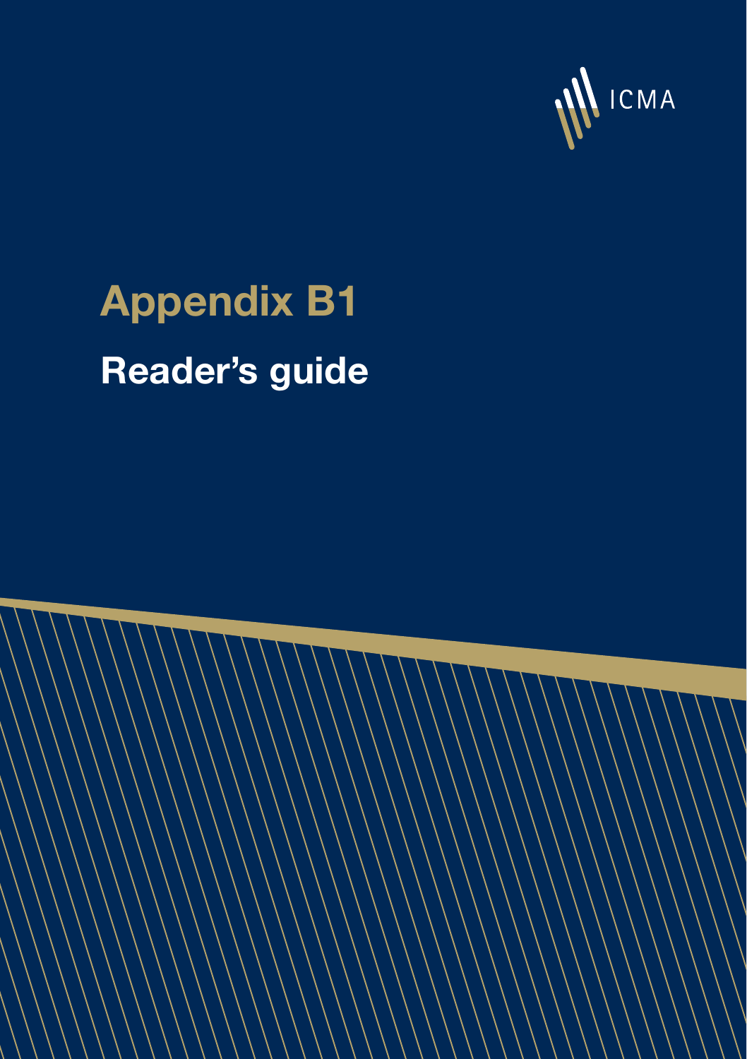ICMA

# Appendix B1

## Reader's guide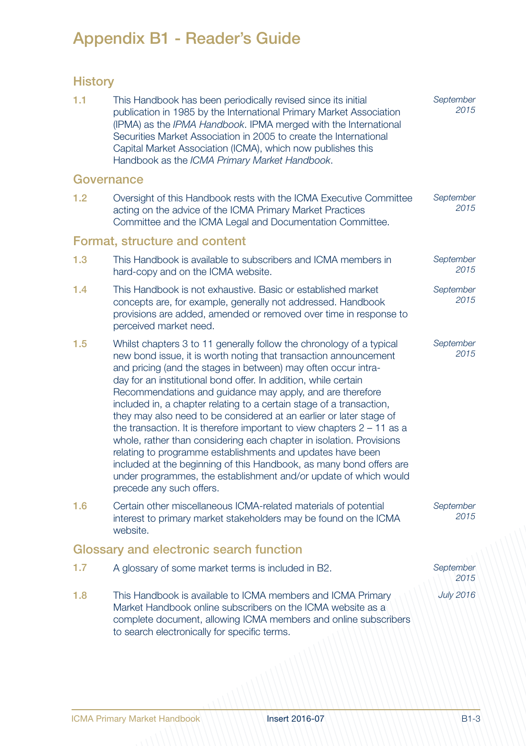# Appendix B1 - Reader's Guide

## History

1.1 This Handbook has been periodically revised since its initial publication in 1985 by the International Primary Market Association (IPMA) as the *IPMA Handbook*. IPMA merged with the International Securities Market Association in 2005 to create the International Capital Market Association (ICMA), which now publishes this Handbook as the *ICMA Primary Market Handbook*. *September 2015*

## Governance

1.2 Oversight of this Handbook rests with the ICMA Executive Committee acting on the advice of the ICMA Primary Market Practices Committee and the ICMA Legal and Documentation Committee. *September 2015*

## Format, structure and content

1.3 This Handbook is available to subscribers and ICMA members in hard-copy and on the ICMA website. *September 2015*

1.4 This Handbook is not exhaustive. Basic or established market concepts are, for example, generally not addressed. Handbook provisions are added, amended or removed over time in response to perceived market need. *September 2015*

1.5 Whilst chapters 3 to 11 generally follow the chronology of a typical new bond issue, it is worth noting that transaction announcement and pricing (and the stages in between) may often occur intra-day for an institutional bond offer. In addition, while certain Recommendations and guidance may apply, and are therefore included in, a chapter relating to a certain stage of a transaction, they may also need to be considered at an earlier or later stage of the transaction. It is therefore important to view chapters 2 – 11 as a whole, rather than considering each chapter in isolation. Provisions relating to programme establishments and updates have been included at the beginning of this Handbook, as many bond offers are under programmes, the establishment and/or update of which would precede any such offers. *September 2015*

1.6 Certain other miscellaneous ICMA-related materials of potential interest to primary market stakeholders may be found on the ICMA website. *September 2015*

## Glossary and electronic search function

1.7 A glossary of some market terms is included in B2. *September 2015*

1.8 This Handbook is available to ICMA members and ICMA Primary Market Handbook online subscribers on the ICMA website as a complete document, allowing ICMA members and online subscribers to search electronically for specific terms. *July 2016*